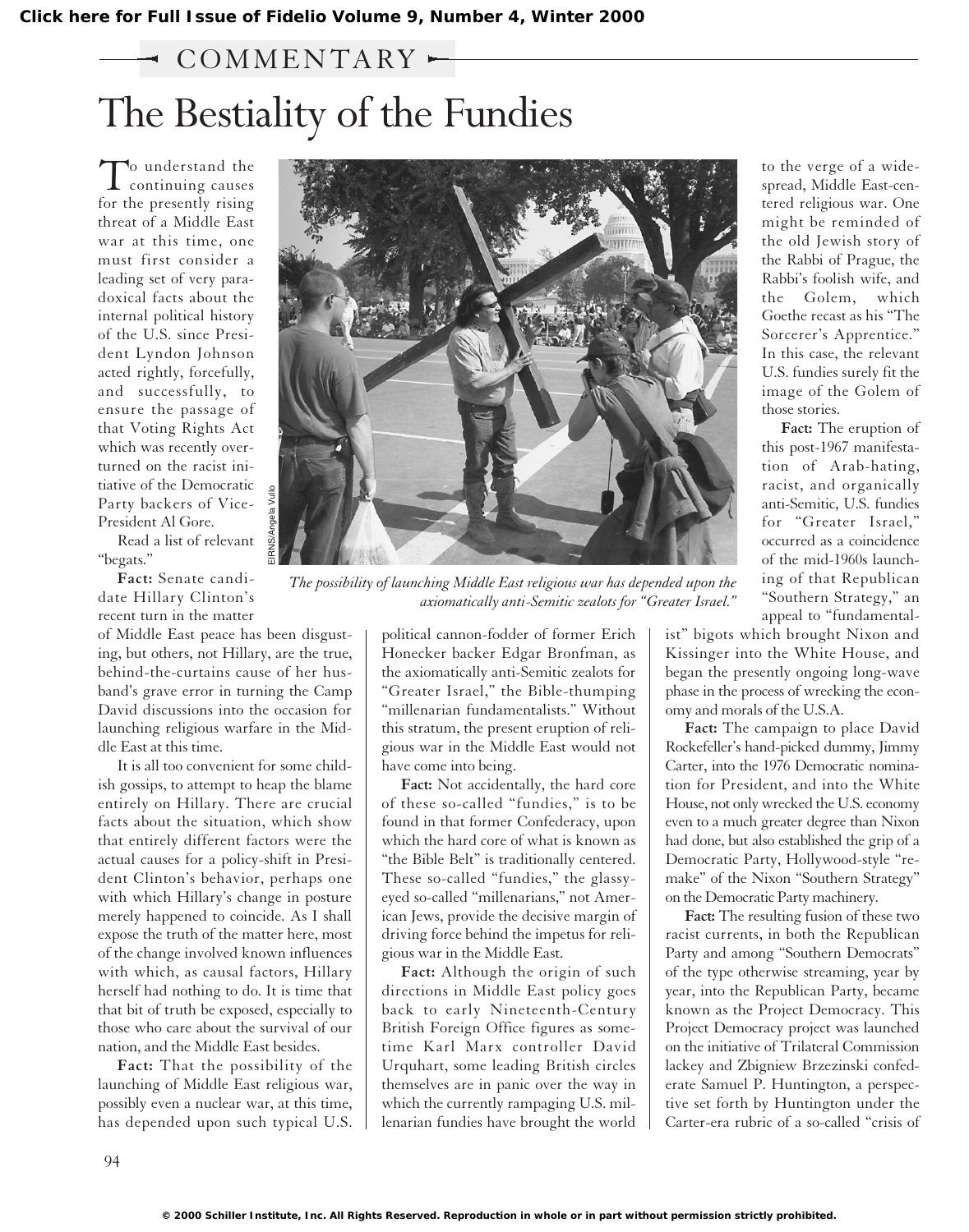COMMENTARY

# The Bestiality of the Fundies

To understand the continuing causes for the presently rising threat of a Middle East war at this time, one must first consider a leading set of very paradoxical facts about the internal political history of the U.S. since President Lyndon Johnson acted rightly, forcefully, and successfully, to ensure the passage of that Voting Rights Act which was recently overturned on the racist initiative of the Democratic Party backers of Vice-President Al Gore.

Read a list of relevant "begats."

**Fact:** Senate candidate Hillary Clinton's recent turn in the matter of Middle East peace has been disgusting, but others, not Hillary, are the true, behind-the-curtains cause of her husband's grave error in turning the Camp David discussions into the occasion for launching religious warfare in the Middle East at this time.

It is all too convenient for some childish gossips, to attempt to heap the blame entirely on Hillary. There are crucial facts about the situation, which show that entirely different factors were the actual causes for a policy-shift in President Clinton's behavior, perhaps one with which Hillary's change in posture merely happened to coincide. As I shall expose the truth of the matter here, most of the change involved known influences with which, as causal factors, Hillary herself had nothing to do. It is time that that bit of truth be exposed, especially to those who care about the survival of our nation, and the Middle East besides.

**Fact:** That the possibility of the launching of Middle East religious war, possibly even a nuclear war, at this time, has depended upon such typical U.S. political cannon-fodder of former Erich Honecker backer Edgar Bronfman, as the axiomatically anti-Semitic zealots for "Greater Israel," the Bible-thumping "millenarian fundamentalists." Without this stratum, the present eruption of religious war in the Middle East would not have come into being.

*The possibility of launching Middle East religious war has depended upon the axiomatically anti-Semitic zealots for "Greater Israel."*

EIRNS/Angela Vullo

**Fact:** Not accidentally, the hard core of these so-called "fundies," is to be found in that former Confederacy, upon which the hard core of what is known as "the Bible Belt" is traditionally centered. These so-called "fundies," the glassy-eyed so-called "millenarians," not American Jews, provide the decisive margin of driving force behind the impetus for religious war in the Middle East.

**Fact:** Although the origin of such directions in Middle East policy goes back to early Nineteenth-Century British Foreign Office figures as sometime Karl Marx controller David Urquhart, some leading British circles themselves are in panic over the way in which the currently rampaging U.S. millenarian fundies have brought the world to the verge of a widespread, Middle East-centered religious war. One might be reminded of the old Jewish story of the Rabbi of Prague, the Rabbi's foolish wife, and the Golem, which Goethe recast as his "The Sorcerer's Apprentice." In this case, the relevant U.S. fundies surely fit the image of the Golem of those stories.

**Fact:** The eruption of this post-1967 manifestation of Arab-hating, racist, and organically anti-Semitic, U.S. fundies for "Greater Israel," occurred as a coincidence of the mid-1960s launching of that Republican "Southern Strategy," an appeal to "fundamentalist" bigots which brought Nixon and Kissinger into the White House, and began the presently ongoing long-wave phase in the process of wrecking the economy and morals of the U.S.A.

**Fact:** The campaign to place David Rockefeller's hand-picked dummy, Jimmy Carter, into the 1976 Democratic nomination for President, and into the White House, not only wrecked the U.S. economy even to a much greater degree than Nixon had done, but also established the grip of a Democratic Party, Hollywood-style "remake" of the Nixon "Southern Strategy" on the Democratic Party machinery.

**Fact:** The resulting fusion of these two racist currents, in both the Republican Party and among "Southern Democrats" of the type otherwise streaming, year by year, into the Republican Party, became known as the Project Democracy. This Project Democracy project was launched on the initiative of Trilateral Commission lackey and Zbigniew Brzezinski confederate Samuel P. Huntington, a perspective set forth by Huntington under the Carter-era rubric of a so-called "crisis of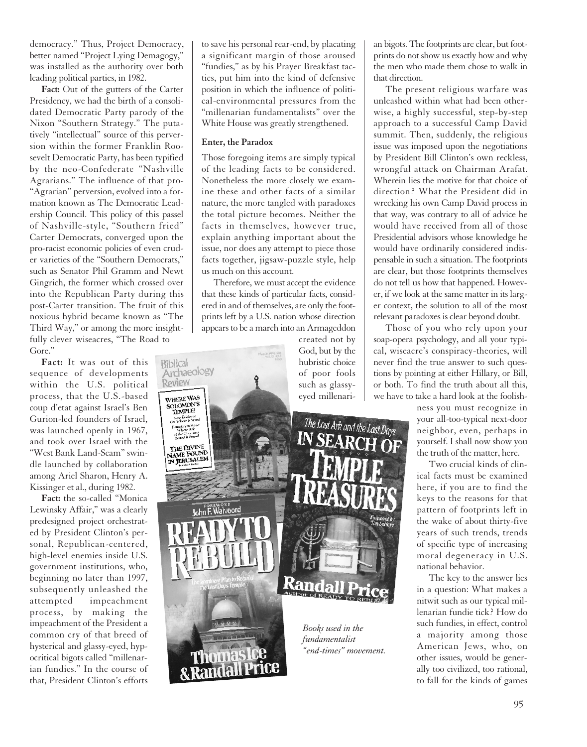democracy." Thus, Project Democracy, better named "Project Lying Demagogy," was installed as the authority over both leading political parties, in 1982.

**Fact:** Out of the gutters of the Carter Presidency, we had the birth of a consolidated Democratic Party parody of the Nixon "Southern Strategy." The putatively "intellectual" source of this perversion within the former Franklin Roosevelt Democratic Party, has been typified by the neo-Confederate "Nashville Agrarians." The influence of that pro-"Agrarian" perversion, evolved into a formation known as The Democratic Leadership Council. This policy of this passel of Nashville-style, "Southern fried" Carter Democrats, converged upon the pro-racist economic policies of even cruder varieties of the "Southern Democrats," such as Senator Phil Gramm and Newt Gingrich, the former which crossed over into the Republican Party during this post-Carter transition. The fruit of this noxious hybrid became known as "The Third Way," or among the more insightfully clever wiseacres, "The Road to Gore."

**Fact:** It was out of this sequence of developments within the U.S. political process, that the U.S.-based coup d'etat against Israel's Ben Gurion-led founders of Israel, was launched openly in 1967, and took over Israel with the "West Bank Land-Scam" swindle launched by collaboration among Ariel Sharon, Henry A. Kissinger et al., during 1982.

**Fact:** the so-called "Monica Lewinsky Affair," was a clearly predesigned project orchestrated by President Clinton's personal, Republican-centered, high-level enemies inside U.S. government institutions, who, beginning no later than 1997, subsequently unleashed the attempted impeachment process, by making the impeachment of the President a common cry of that breed of hysterical and glassy-eyed, hypocritical bigots called "millenarian fundies." In the course of that, President Clinton's efforts to save his personal rear-end, by placating a significant margin of those aroused "fundies," as by his Prayer Breakfast tactics, put him into the kind of defensive position in which the influence of political-environmental pressures from the "millenarian fundamentalists" over the White House was greatly strengthened.

### Enter, the Paradox

Those foregoing items are simply typical of the leading facts to be considered. Nonetheless the more closely we examine these and other facts of a similar nature, the more tangled with paradoxes the total picture becomes. Neither the facts in themselves, however true, explain anything important about the issue, nor does any attempt to piece those facts together, jigsaw-puzzle style, help us much on this account.

Therefore, we must accept the evidence that these kinds of particular facts, considered in and of themselves, are only the footprints left by a U.S. nation whose direction appears to be a march into an Armageddon created not by God, but by the hubristic choice of poor fools such as glassy-eyed millenarian bigots. The footprints are clear, but footprints do not show us exactly how and why the men who made them chose to walk in that direction.

*Books used in the fundamentalist "end-times" movement.*

The present religious warfare was unleashed within what had been otherwise, a highly successful, step-by-step approach to a successful Camp David summit. Then, suddenly, the religious issue was imposed upon the negotiations by President Bill Clinton's own reckless, wrongful attack on Chairman Arafat. Wherein lies the motive for that choice of direction? What the President did in wrecking his own Camp David process in that way, was contrary to all of advice he would have received from all of those Presidential advisors whose knowledge he would have ordinarily considered indispensable in such a situation. The footprints are clear, but those footprints themselves do not tell us how that happened. However, if we look at the same matter in its larger context, the solution to all of the most relevant paradoxes is clear beyond doubt.

Those of you who rely upon your soap-opera psychology, and all your typical, wiseacre's conspiracy-theories, will never find the true answer to such questions by pointing at either Hillary, or Bill, or both. To find the truth about all this, we have to take a hard look at the foolishness you must recognize in your all-too-typical next-door neighbor, even, perhaps in yourself. I shall now show you the truth of the matter, here.

Two crucial kinds of clinical facts must be examined here, if you are to find the keys to the reasons for that pattern of footprints left in the wake of about thirty-five years of such trends, trends of specific type of increasing moral degeneracy in U.S. national behavior.

The key to the answer lies in a question: What makes a nitwit such as our typical millenarian fundie tick? How do such fundies, in effect, control a majority among those American Jews, who, on other issues, would be generally too civilized, too rational, to fall for the kinds of games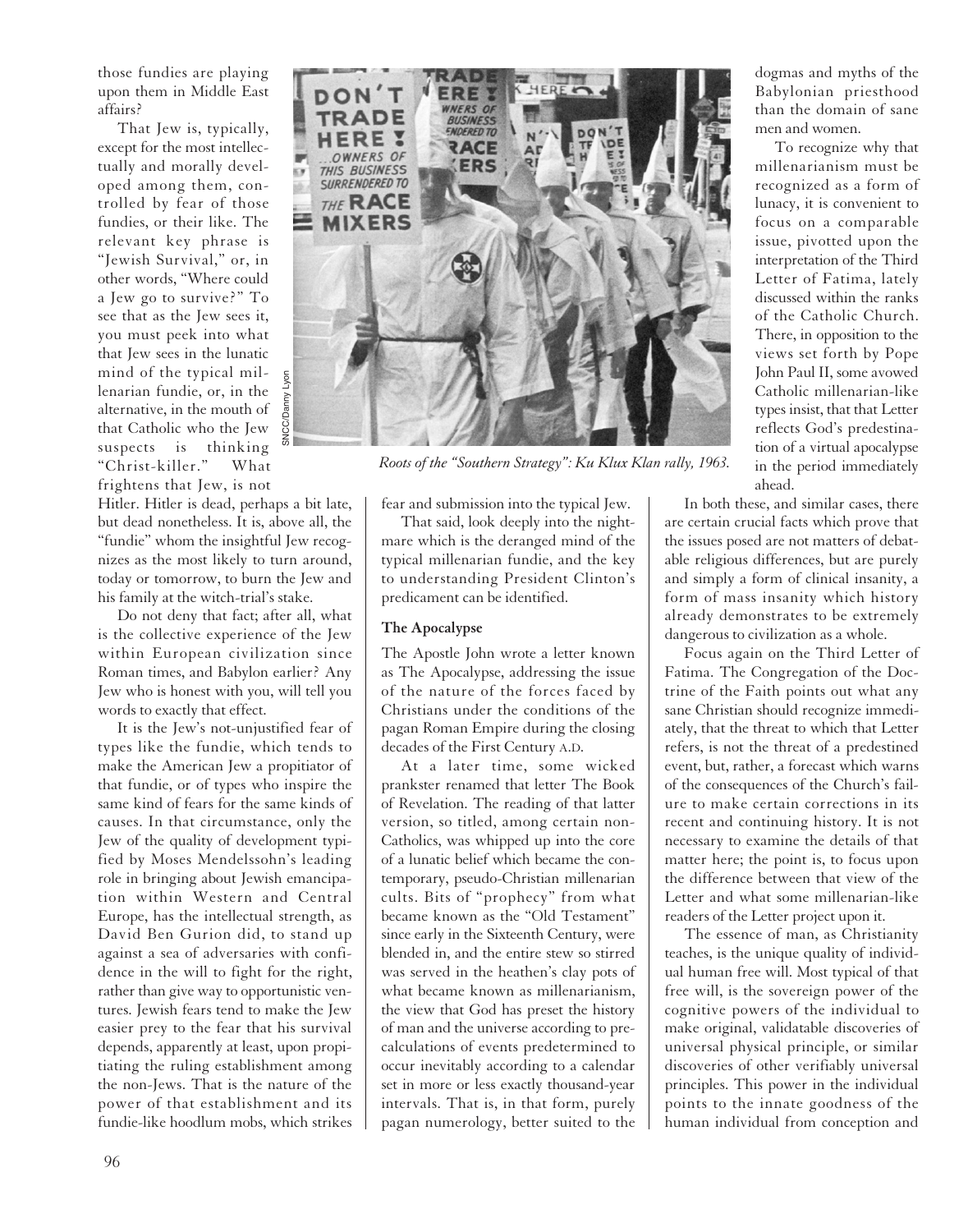those fundies are playing upon them in Middle East affairs?

That Jew is, typically, except for the most intellectually and morally developed among them, controlled by fear of those fundies, or their like. The relevant key phrase is "Jewish Survival," or, in other words, "Where could a Jew go to survive?" To see that as the Jew sees it, you must peek into what that Jew sees in the lunatic mind of the typical millenarian fundie, or, in the alternative, in the mouth of that Catholic who the Jew suspects is thinking "Christ-killer." What frightens that Jew, is not Hitler. Hitler is dead, perhaps a bit late, but dead nonetheless. It is, above all, the "fundie" whom the insightful Jew recognizes as the most likely to turn around, today or tomorrow, to burn the Jew and his family at the witch-trial's stake.

Do not deny that fact; after all, what is the collective experience of the Jew within European civilization since Roman times, and Babylon earlier? Any Jew who is honest with you, will tell you words to exactly that effect.

It is the Jew's not-unjustified fear of types like the fundie, which tends to make the American Jew a propitiator of that fundie, or of types who inspire the same kind of fears for the same kinds of causes. In that circumstance, only the Jew of the quality of development typified by Moses Mendelssohn's leading role in bringing about Jewish emancipation within Western and Central Europe, has the intellectual strength, as David Ben Gurion did, to stand up against a sea of adversaries with confidence in the will to fight for the right, rather than give way to opportunistic ventures. Jewish fears tend to make the Jew easier prey to the fear that his survival depends, apparently at least, upon propitiating the ruling establishment among the non-Jews. That is the nature of the power of that establishment and its fundie-like hoodlum mobs, which strikes fear and submission into the typical Jew.

*Roots of the "Southern Strategy": Ku Klux Klan rally, 1963.*

That said, look deeply into the nightmare which is the deranged mind of the typical millenarian fundie, and the key to understanding President Clinton's predicament can be identified.

### The Apocalypse

The Apostle John wrote a letter known as The Apocalypse, addressing the issue of the nature of the forces faced by Christians under the conditions of the pagan Roman Empire during the closing decades of the First Century A.D.

At a later time, some wicked prankster renamed that letter The Book of Revelation. The reading of that latter version, so titled, among certain non-Catholics, was whipped up into the core of a lunatic belief which became the contemporary, pseudo-Christian millenarian cults. Bits of "prophecy" from what became known as the "Old Testament" since early in the Sixteenth Century, were blended in, and the entire stew so stirred was served in the heathen's clay pots of what became known as millenarianism, the view that God has preset the history of man and the universe according to precalculations of events predetermined to occur inevitably according to a calendar set in more or less exactly thousand-year intervals. That is, in that form, purely pagan numerology, better suited to the dogmas and myths of the Babylonian priesthood than the domain of sane men and women.

To recognize why that millenarianism must be recognized as a form of lunacy, it is convenient to focus on a comparable issue, pivotted upon the interpretation of the Third Letter of Fatima, lately discussed within the ranks of the Catholic Church. There, in opposition to the views set forth by Pope John Paul II, some avowed Catholic millenarian-like types insist, that that Letter reflects God's predestination of a virtual apocalypse in the period immediately ahead.

In both these, and similar cases, there are certain crucial facts which prove that the issues posed are not matters of debatable religious differences, but are purely and simply a form of clinical insanity, a form of mass insanity which history already demonstrates to be extremely dangerous to civilization as a whole.

Focus again on the Third Letter of Fatima. The Congregation of the Doctrine of the Faith points out what any sane Christian should recognize immediately, that the threat to which that Letter refers, is not the threat of a predestined event, but, rather, a forecast which warns of the consequences of the Church's failure to make certain corrections in its recent and continuing history. It is not necessary to examine the details of that matter here; the point is, to focus upon the difference between that view of the Letter and what some millenarian-like readers of the Letter project upon it.

The essence of man, as Christianity teaches, is the unique quality of individual human free will. Most typical of that free will, is the sovereign power of the cognitive powers of the individual to make original, validatable discoveries of universal physical principle, or similar discoveries of other verifiably universal principles. This power in the individual points to the innate goodness of the human individual from conception and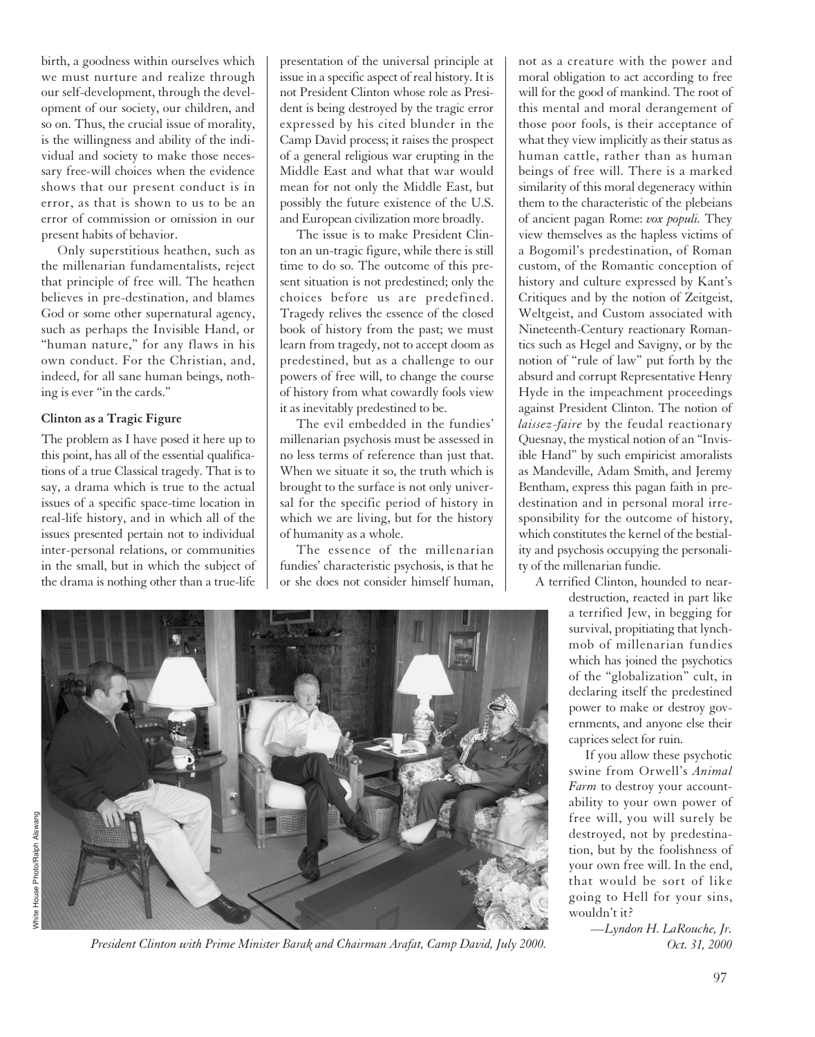birth, a goodness within ourselves which we must nurture and realize through our self-development, through the development of our society, our children, and so on. Thus, the crucial issue of morality, is the willingness and ability of the individual and society to make those necessary free-will choices when the evidence shows that our present conduct is in error, as that is shown to us to be an error of commission or omission in our present habits of behavior.

Only superstitious heathen, such as the millenarian fundamentalists, reject that principle of free will. The heathen believes in pre-destination, and blames God or some other supernatural agency, such as perhaps the Invisible Hand, or "human nature," for any flaws in his own conduct. For the Christian, and, indeed, for all sane human beings, nothing is ever "in the cards."

**Clinton as a Tragic Figure**

The problem as I have posed it here up to this point, has all of the essential qualifications of a true Classical tragedy. That is to say, a drama which is true to the actual issues of a specific space-time location in real-life history, and in which all of the issues presented pertain not to individual inter-personal relations, or communities in the small, but in which the subject of the drama is nothing other than a true-life presentation of the universal principle at issue in a specific aspect of real history. It is not President Clinton whose role as President is being destroyed by the tragic error expressed by his cited blunder in the Camp David process; it raises the prospect of a general religious war erupting in the Middle East and what that war would mean for not only the Middle East, but possibly the future existence of the U.S. and European civilization more broadly.

The issue is to make President Clinton an un-tragic figure, while there is still time to do so. The outcome of this present situation is not predestined; only the choices before us are predefined. Tragedy relives the essence of the closed book of history from the past; we must learn from tragedy, not to accept doom as predestined, but as a challenge to our powers of free will, to change the course of history from what cowardly fools view it as inevitably predestined to be.

The evil embedded in the fundies' millenarian psychosis must be assessed in no less terms of reference than just that. When we situate it so, the truth which is brought to the surface is not only universal for the specific period of history in which we are living, but for the history of humanity as a whole.

The essence of the millenarian fundies' characteristic psychosis, is that he or she does not consider himself human, not as a creature with the power and moral obligation to act according to free will for the good of mankind. The root of this mental and moral derangement of those poor fools, is their acceptance of what they view implicitly as their status as human cattle, rather than as human beings of free will. There is a marked similarity of this moral degeneracy within them to the characteristic of the plebeians of ancient pagan Rome: *vox populi.* They view themselves as the hapless victims of a Bogomil's predestination, of Roman custom, of the Romantic conception of history and culture expressed by Kant's Critiques and by the notion of Zeitgeist, Weltgeist, and Custom associated with Nineteenth-Century reactionary Romantics such as Hegel and Savigny, or by the notion of "rule of law" put forth by the absurd and corrupt Representative Henry Hyde in the impeachment proceedings against President Clinton. The notion of *laissez-faire* by the feudal reactionary Quesnay, the mystical notion of an "Invisible Hand" by such empiricist amoralists as Mandeville, Adam Smith, and Jeremy Bentham, express this pagan faith in predestination and in personal moral irresponsibility for the outcome of history, which constitutes the kernel of the bestiality and psychosis occupying the personality of the millenarian fundie.

A terrified Clinton, hounded to near-destruction, reacted in part like a terrified Jew, in begging for survival, propitiating that lynch-mob of millenarian fundies which has joined the psychotics of the "globalization" cult, in declaring itself the predestined power to make or destroy governments, and anyone else their caprices select for ruin.

If you allow these psychotic swine from Orwell's *Animal Farm* to destroy your accountability to your own power of free will, you will surely be destroyed, not by predestination, but by the foolishness of your own free will. In the end, that would be sort of like going to Hell for your sins, wouldn't it?

*—Lyndon H. LaRouche, Jr.*
*Oct. 31, 2000*

White House Photo/Ralph Alswang

*President Clinton with Prime Minister Barak and Chairman Arafat, Camp David, July 2000.*